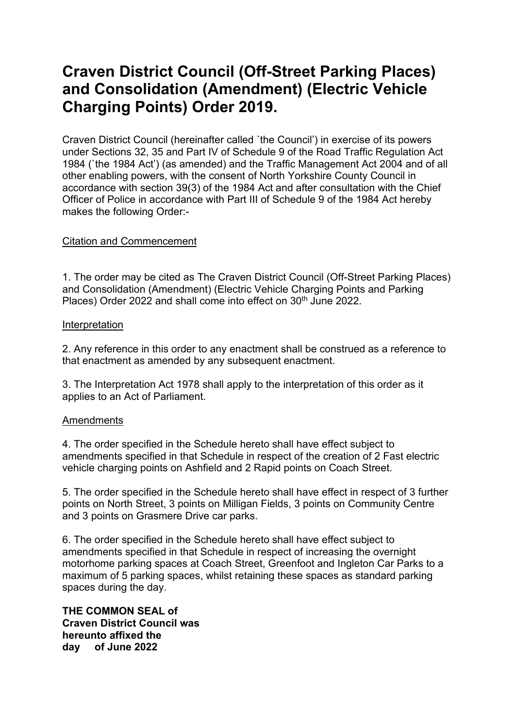# Craven District Council (Off-Street Parking Places) and Consolidation (Amendment) (Electric Vehicle Charging Points) Order 2019.

Craven District Council (hereinafter called `the Council') in exercise of its powers under Sections 32, 35 and Part IV of Schedule 9 of the Road Traffic Regulation Act 1984 (`the 1984 Act') (as amended) and the Traffic Management Act 2004 and of all other enabling powers, with the consent of North Yorkshire County Council in accordance with section 39(3) of the 1984 Act and after consultation with the Chief Officer of Police in accordance with Part III of Schedule 9 of the 1984 Act hereby makes the following Order:-

<u>Citation and Commencement</u>

1. The order may be cited as The Craven District Council (Off-Street Parking Places) and Consolidation (Amendment) (Electric Vehicle Charging Points and Parking Places) Order 2022 and shall come into effect on 30th June 2022.

<u>Interpretation</u>

2. Any reference in this order to any enactment shall be construed as a reference to that enactment as amended by any subsequent enactment.

3. The Interpretation Act 1978 shall apply to the interpretation of this order as it applies to an Act of Parliament.

<u>Amendments</u>

4. The order specified in the Schedule hereto shall have effect subject to amendments specified in that Schedule in respect of the creation of 2 Fast electric vehicle charging points on Ashfield and 2 Rapid points on Coach Street.

5. The order specified in the Schedule hereto shall have effect in respect of 3 further points on North Street, 3 points on Milligan Fields, 3 points on Community Centre and 3 points on Grasmere Drive car parks.

6. The order specified in the Schedule hereto shall have effect subject to amendments specified in that Schedule in respect of increasing the overnight motorhome parking spaces at Coach Street, Greenfoot and Ingleton Car Parks to a maximum of 5 parking spaces, whilst retaining these spaces as standard parking spaces during the day.

**THE COMMON SEAL of**
**Craven District Council was**
**hereunto affixed the**
**day of June 2022**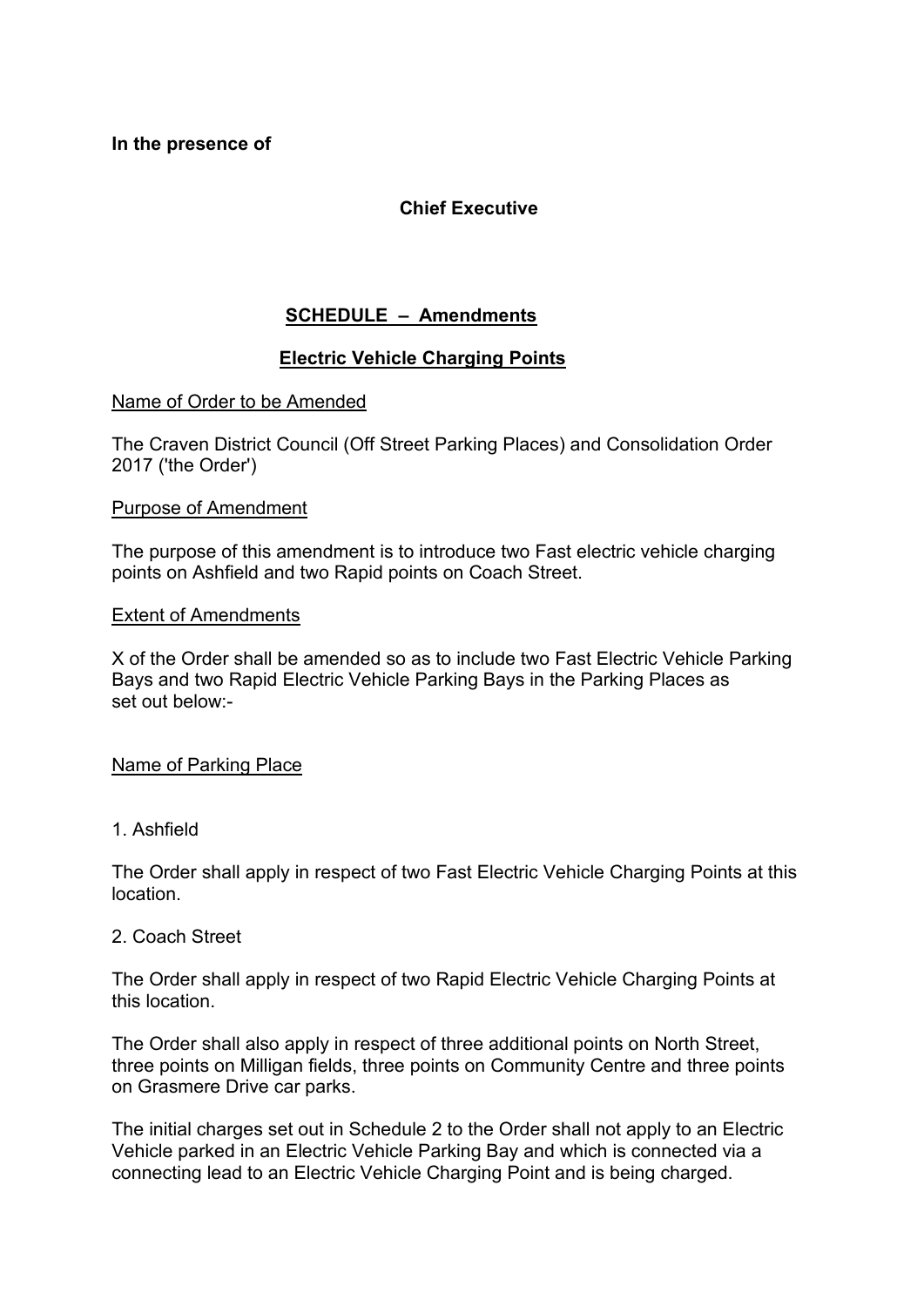**In the presence of**

**Chief Executive**

## SCHEDULE – Amendments

## Electric Vehicle Charging Points

Name of Order to be Amended

The Craven District Council (Off Street Parking Places) and Consolidation Order 2017 ('the Order')

Purpose of Amendment

The purpose of this amendment is to introduce two Fast electric vehicle charging points on Ashfield and two Rapid points on Coach Street.

Extent of Amendments

X of the Order shall be amended so as to include two Fast Electric Vehicle Parking Bays and two Rapid Electric Vehicle Parking Bays in the Parking Places as set out below:-

Name of Parking Place

1. Ashfield

The Order shall apply in respect of two Fast Electric Vehicle Charging Points at this location.

2. Coach Street

The Order shall apply in respect of two Rapid Electric Vehicle Charging Points at this location.

The Order shall also apply in respect of three additional points on North Street, three points on Milligan fields, three points on Community Centre and three points on Grasmere Drive car parks.

The initial charges set out in Schedule 2 to the Order shall not apply to an Electric Vehicle parked in an Electric Vehicle Parking Bay and which is connected via a connecting lead to an Electric Vehicle Charging Point and is being charged.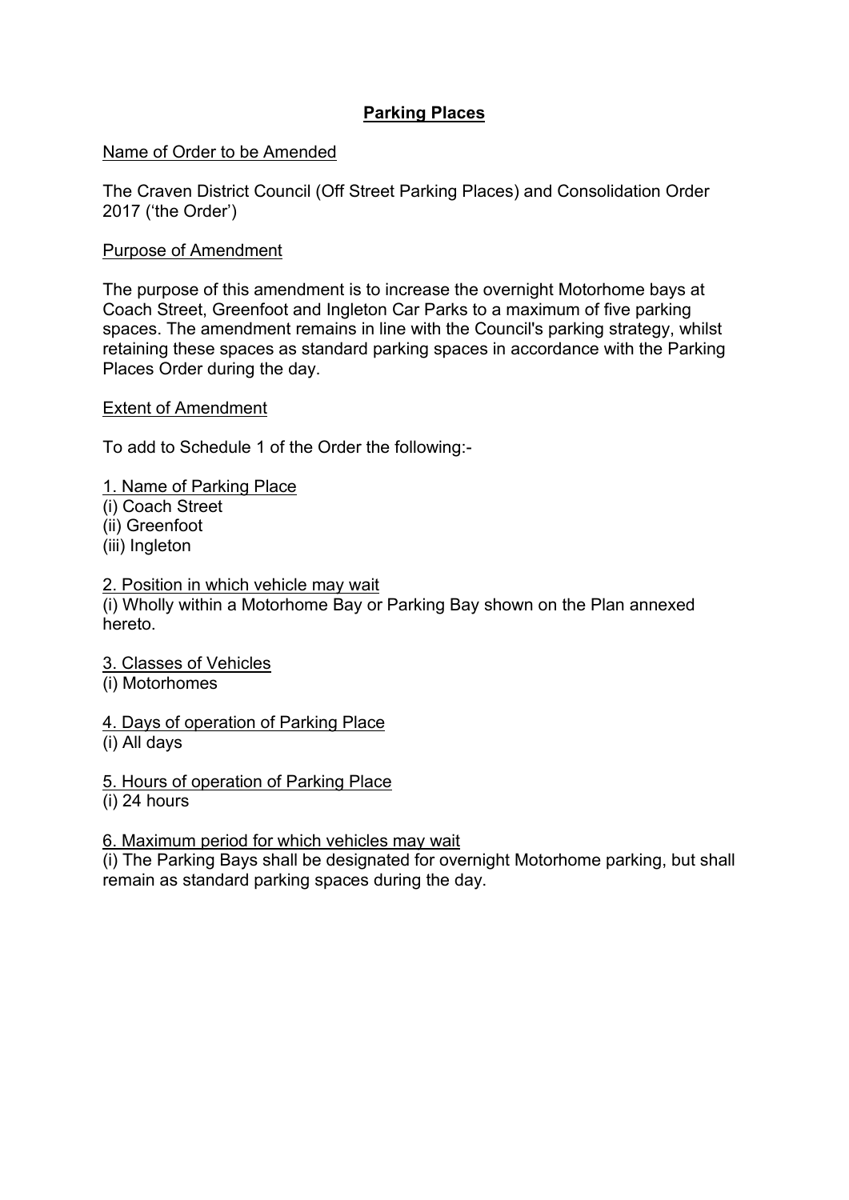# **Parking Places**

Name of Order to be Amended

The Craven District Council (Off Street Parking Places) and Consolidation Order 2017 ('the Order')

Purpose of Amendment

The purpose of this amendment is to increase the overnight Motorhome bays at Coach Street, Greenfoot and Ingleton Car Parks to a maximum of five parking spaces. The amendment remains in line with the Council's parking strategy, whilst retaining these spaces as standard parking spaces in accordance with the Parking Places Order during the day.

Extent of Amendment

To add to Schedule 1 of the Order the following:-

1. Name of Parking Place
(i) Coach Street
(ii) Greenfoot
(iii) Ingleton

2. Position in which vehicle may wait
(i) Wholly within a Motorhome Bay or Parking Bay shown on the Plan annexed hereto.

3. Classes of Vehicles
(i) Motorhomes

4. Days of operation of Parking Place
(i) All days

5. Hours of operation of Parking Place
(i) 24 hours

6. Maximum period for which vehicles may wait
(i) The Parking Bays shall be designated for overnight Motorhome parking, but shall remain as standard parking spaces during the day.